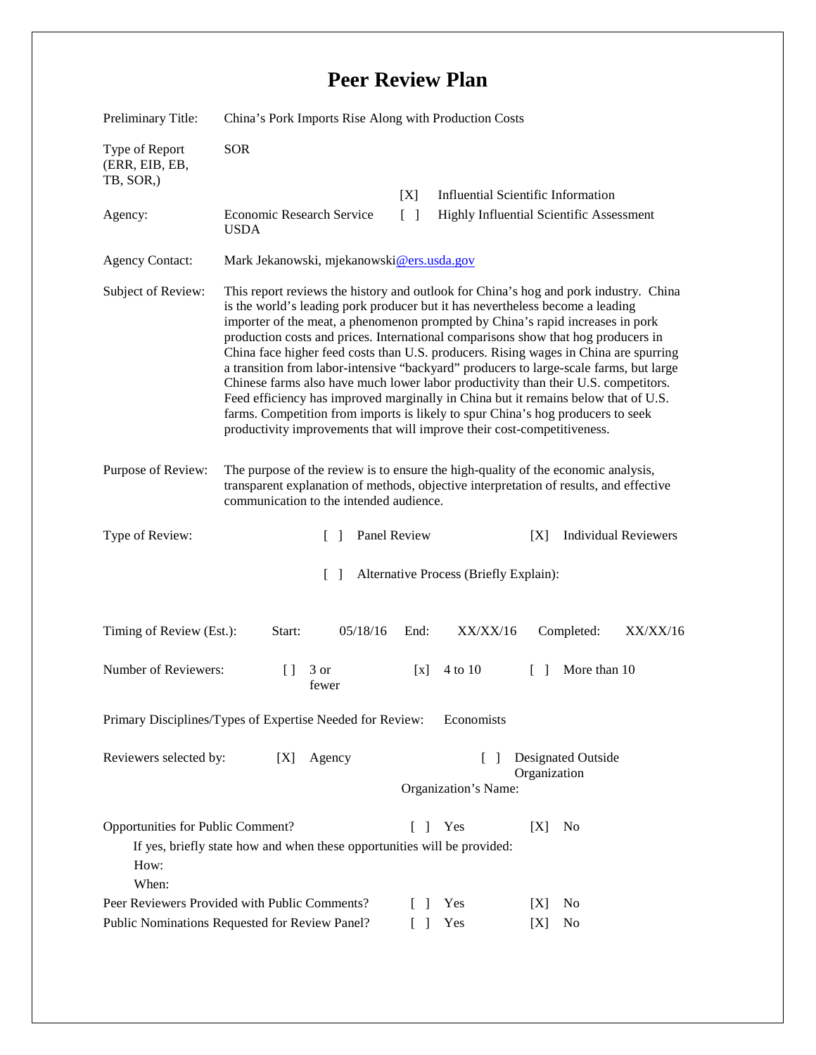# Peer Review Plan

Preliminary Title: China's Pork Imports Rise Along with Production Costs

Type of Report (ERR, EIB, EB, TB, SOR,): SOR

Agency: Economic Research Service USDA

[X] Influential Scientific Information

[ ] Highly Influential Scientific Assessment

Agency Contact: Mark Jekanowski, mjekanowski@ers.usda.gov

Subject of Review: This report reviews the history and outlook for China's hog and pork industry. China is the world's leading pork producer but it has nevertheless become a leading importer of the meat, a phenomenon prompted by China's rapid increases in pork production costs and prices. International comparisons show that hog producers in China face higher feed costs than U.S. producers. Rising wages in China are spurring a transition from labor-intensive "backyard" producers to large-scale farms, but large Chinese farms also have much lower labor productivity than their U.S. competitors. Feed efficiency has improved marginally in China but it remains below that of U.S. farms. Competition from imports is likely to spur China's hog producers to seek productivity improvements that will improve their cost-competitiveness.

Purpose of Review: The purpose of the review is to ensure the high-quality of the economic analysis, transparent explanation of methods, objective interpretation of results, and effective communication to the intended audience.

Type of Review: [ ] Panel Review [X] Individual Reviewers

[ ] Alternative Process (Briefly Explain):

Timing of Review (Est.): Start: 05/18/16 End: XX/XX/16 Completed: XX/XX/16

Number of Reviewers: [] 3 or fewer [x] 4 to 10 [ ] More than 10

Primary Disciplines/Types of Expertise Needed for Review: Economists

Reviewers selected by: [X] Agency [ ] Designated Outside Organization

Organization's Name:

Opportunities for Public Comment? [ ] Yes [X] No

If yes, briefly state how and when these opportunities will be provided:

How:

When:

Peer Reviewers Provided with Public Comments? [ ] Yes [X] No

Public Nominations Requested for Review Panel? [ ] Yes [X] No